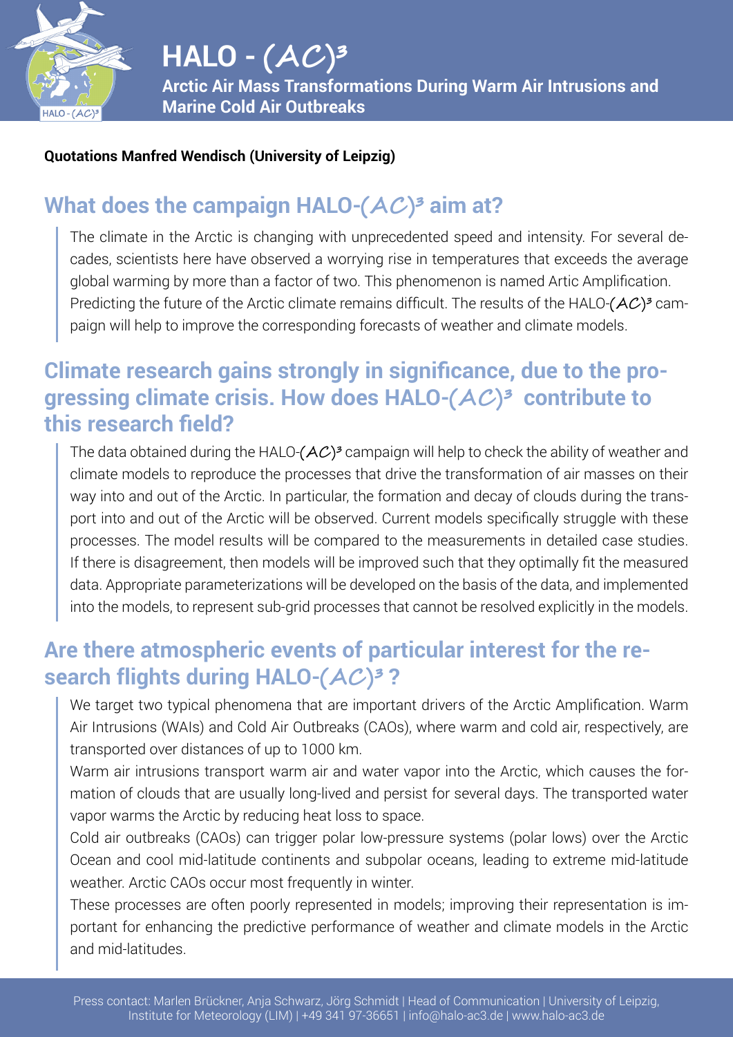# HALO - (AC)³

**Arctic Air Mass Transformations During Warm Air Intrusions and Marine Cold Air Outbreaks**

**Quotations Manfred Wendisch (University of Leipzig)**

## What does the campaign HALO-(AC)³ aim at?

The climate in the Arctic is changing with unprecedented speed and intensity. For several decades, scientists here have observed a worrying rise in temperatures that exceeds the average global warming by more than a factor of two. This phenomenon is named Artic Amplification. Predicting the future of the Arctic climate remains difficult. The results of the HALO-(AC)³ campaign will help to improve the corresponding forecasts of weather and climate models.

## Climate research gains strongly in significance, due to the progressing climate crisis. How does HALO-(AC)³ contribute to this research field?

The data obtained during the HALO-(AC)³ campaign will help to check the ability of weather and climate models to reproduce the processes that drive the transformation of air masses on their way into and out of the Arctic. In particular, the formation and decay of clouds during the transport into and out of the Arctic will be observed. Current models specifically struggle with these processes. The model results will be compared to the measurements in detailed case studies. If there is disagreement, then models will be improved such that they optimally fit the measured data. Appropriate parameterizations will be developed on the basis of the data, and implemented into the models, to represent sub-grid processes that cannot be resolved explicitly in the models.

## Are there atmospheric events of particular interest for the research flights during HALO-(AC)³ ?

We target two typical phenomena that are important drivers of the Arctic Amplification. Warm Air Intrusions (WAIs) and Cold Air Outbreaks (CAOs), where warm and cold air, respectively, are transported over distances of up to 1000 km.

Warm air intrusions transport warm air and water vapor into the Arctic, which causes the formation of clouds that are usually long-lived and persist for several days. The transported water vapor warms the Arctic by reducing heat loss to space.

Cold air outbreaks (CAOs) can trigger polar low-pressure systems (polar lows) over the Arctic Ocean and cool mid-latitude continents and subpolar oceans, leading to extreme mid-latitude weather. Arctic CAOs occur most frequently in winter.

These processes are often poorly represented in models; improving their representation is important for enhancing the predictive performance of weather and climate models in the Arctic and mid-latitudes.

Press contact: Marlen Brückner, Anja Schwarz, Jörg Schmidt | Head of Communication | University of Leipzig, Institute for Meteorology (LIM) | +49 341 97-36651 | info@halo-ac3.de | www.halo-ac3.de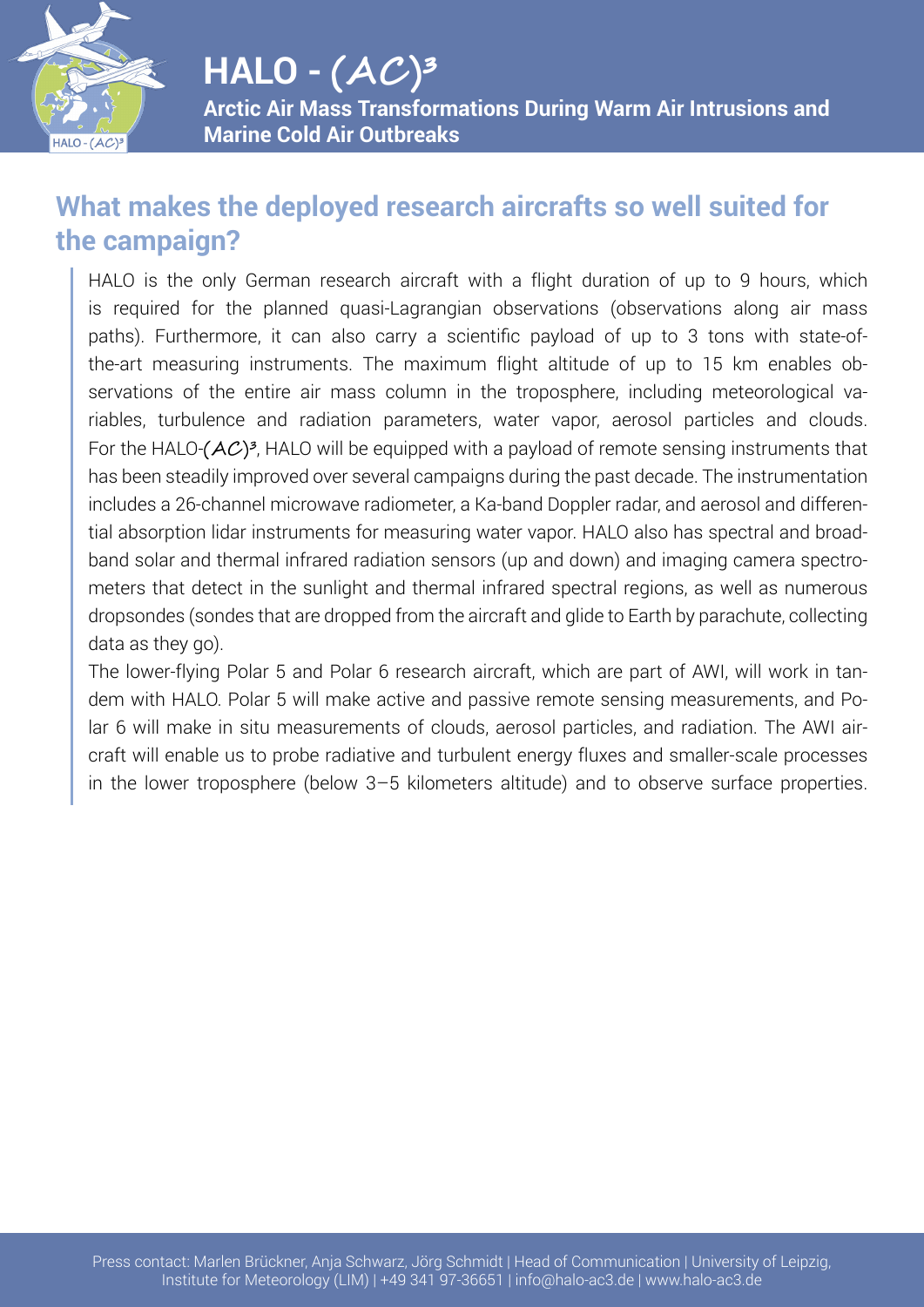## What makes the deployed research aircrafts so well suited for the campaign?

HALO is the only German research aircraft with a flight duration of up to 9 hours, which is required for the planned quasi-Lagrangian observations (observations along air mass paths). Furthermore, it can also carry a scientific payload of up to 3 tons with state-of-the-art measuring instruments. The maximum flight altitude of up to 15 km enables observations of the entire air mass column in the troposphere, including meteorological variables, turbulence and radiation parameters, water vapor, aerosol particles and clouds. For the HALO-(AC)³, HALO will be equipped with a payload of remote sensing instruments that has been steadily improved over several campaigns during the past decade. The instrumentation includes a 26-channel microwave radiometer, a Ka-band Doppler radar, and aerosol and differential absorption lidar instruments for measuring water vapor. HALO also has spectral and broadband solar and thermal infrared radiation sensors (up and down) and imaging camera spectrometers that detect in the sunlight and thermal infrared spectral regions, as well as numerous dropsondes (sondes that are dropped from the aircraft and glide to Earth by parachute, collecting data as they go).

The lower-flying Polar 5 and Polar 6 research aircraft, which are part of AWI, will work in tandem with HALO. Polar 5 will make active and passive remote sensing measurements, and Polar 6 will make in situ measurements of clouds, aerosol particles, and radiation. The AWI aircraft will enable us to probe radiative and turbulent energy fluxes and smaller-scale processes in the lower troposphere (below 3–5 kilometers altitude) and to observe surface properties.